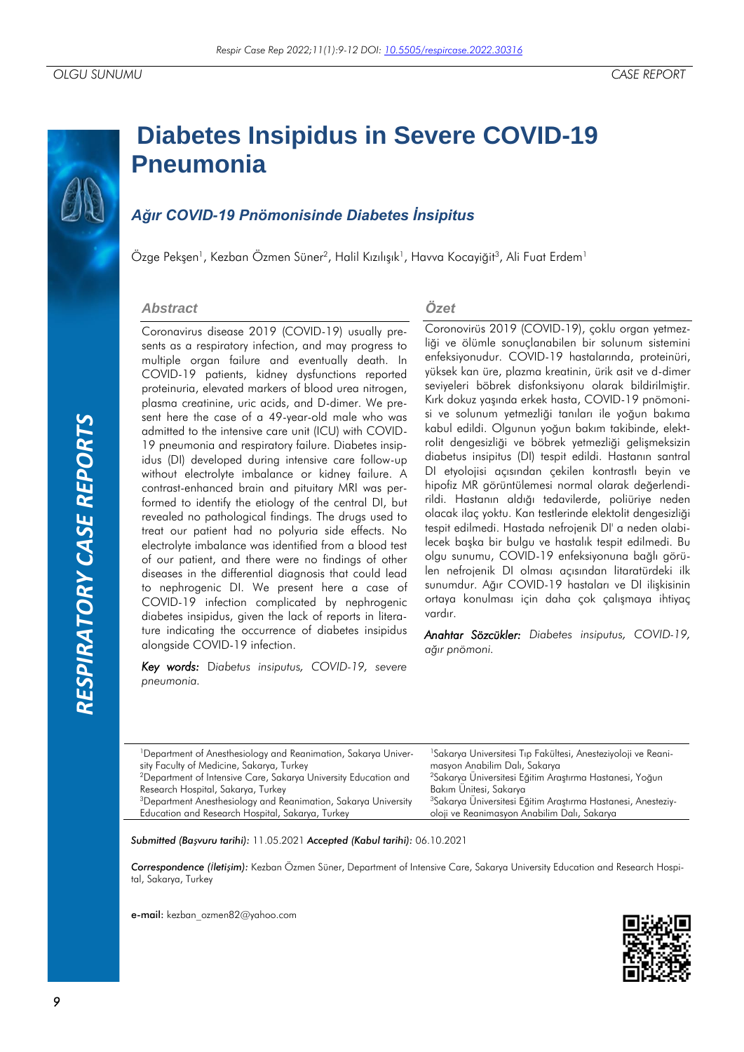OLGU SUNUMU | CASE REPORT

# Diabetes Insipidus in Severe COVID-19 Pneumonia

## Ağır COVID-19 Pnömonisinde Diabetes İnsipitus

Özge Pekşen[1], Kezban Özmen Süner[2], Halil Kızılışık[1], Havva Kocayiğit[3], Ali Fuat Erdem[1]

### Abstract

Coronavirus disease 2019 (COVID-19) usually presents as a respiratory infection, and may progress to multiple organ failure and eventually death. In COVID-19 patients, kidney dysfunctions reported proteinuria, elevated markers of blood urea nitrogen, plasma creatinine, uric acids, and D-dimer. We present here the case of a 49-year-old male who was admitted to the intensive care unit (ICU) with COVID-19 pneumonia and respiratory failure. Diabetes insipidus (DI) developed during intensive care follow-up without electrolyte imbalance or kidney failure. A contrast-enhanced brain and pituitary MRI was performed to identify the etiology of the central DI, but revealed no pathological findings. The drugs used to treat our patient had no polyuria side effects. No electrolyte imbalance was identified from a blood test of our patient, and there were no findings of other diseases in the differential diagnosis that could lead to nephrogenic DI. We present here a case of COVID-19 infection complicated by nephrogenic diabetes insipidus, given the lack of reports in literature indicating the occurrence of diabetes insipidus alongside COVID-19 infection.

*Key words:* *Diabetus insiputus, COVID-19, severe pneumonia.*

### Özet

Coronovirüs 2019 (COVID-19), çoklu organ yetmezliği ve ölümle sonuçlanabilen bir solunum sistemini enfeksiyonudur. COVID-19 hastalarında, proteinüri, yüksek kan üre, plazma kreatinin, ürik asit ve d-dimer seviyeleri böbrek disfonksiyonu olarak bildirilmiştir. Kırk dokuz yaşında erkek hasta, COVID-19 pnömonisi ve solunum yetmezliği tanıları ile yoğun bakıma kabul edildi. Olgunun yoğun bakım takibinde, elektrolit dengesizliği ve böbrek yetmezliği gelişmeksizin diabetus insipitus (DI) tespit edildi. Hastanın santral DI etyolojisi açısından çekilen kontrastlı beyin ve hipofiz MR görüntülemesi normal olarak değerlendirildi. Hastanın aldığı tedavilerde, poliüriye neden olacak ilaç yoktu. Kan testlerinde elektolit dengesizliği tespit edilmedi. Hastada nefrojenik DI' a neden olabilecek başka bir bulgu ve hastalık tespit edilmedi. Bu olgu sunumu, COVID-19 enfeksiyonuna bağlı görülen nefrojenik DI olması açısından litaratürdeki ilk sunumdur. Ağır COVID-19 hastaları ve DI ilişkisinin ortaya konulması için daha çok çalışmaya ihtiyaç vardır.

*Anahtar Sözcükler:* *Diabetes insiputus, COVID-19, ağır pnömoni.*

[1]Department of Anesthesiology and Reanimation, Sakarya University Faculty of Medicine, Sakarya, Turkey
[2]Department of Intensive Care, Sakarya University Education and Research Hospital, Sakarya, Turkey
[3]Department Anesthesiology and Reanimation, Sakarya University Education and Research Hospital, Sakarya, Turkey

[1]Sakarya Universitesi Tıp Fakültesi, Anesteziyoloji ve Reanimasyon Anabilim Dalı, Sakarya
[2]Sakarya Üniversitesi Eğitim Araştırma Hastanesi, Yoğun Bakım Ünitesi, Sakarya
[3]Sakarya Üniversitesi Eğitim Araştırma Hastanesi, Anesteziyoloji ve Reanimasyon Anabilim Dalı, Sakarya

***Submitted (Başvuru tarihi):*** 11.05.2021 ***Accepted (Kabul tarihi):*** 06.10.2021

***Correspondence (İletişim):*** Kezban Özmen Süner, Department of Intensive Care, Sakarya University Education and Research Hospital, Sakarya, Turkey

**e-mail:** kezban_ozmen82@yahoo.com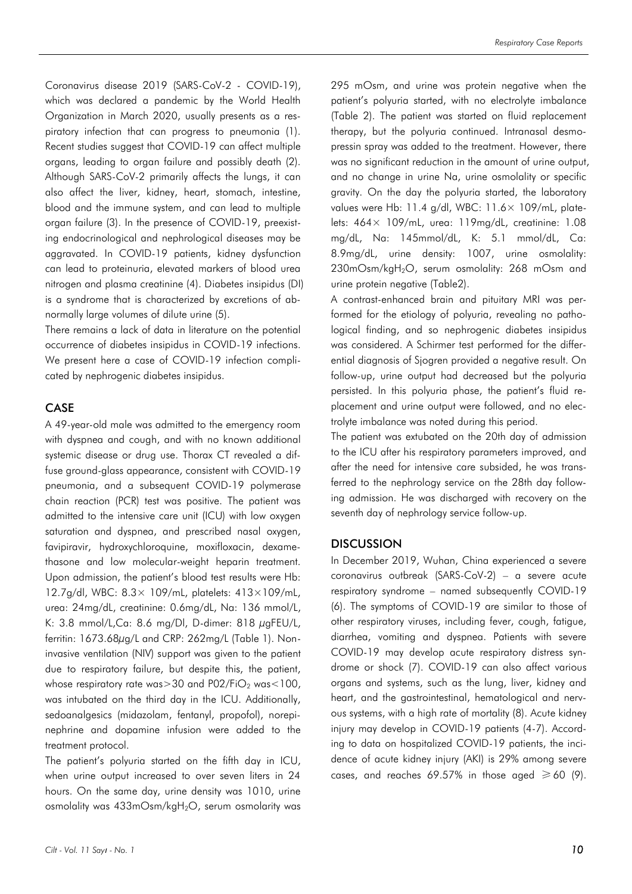Coronavirus disease 2019 (SARS-CoV-2 - COVID-19), which was declared a pandemic by the World Health Organization in March 2020, usually presents as a respiratory infection that can progress to pneumonia (1). Recent studies suggest that COVID-19 can affect multiple organs, leading to organ failure and possibly death (2). Although SARS-CoV-2 primarily affects the lungs, it can also affect the liver, kidney, heart, stomach, intestine, blood and the immune system, and can lead to multiple organ failure (3). In the presence of COVID-19, preexisting endocrinological and nephrological diseases may be aggravated. In COVID-19 patients, kidney dysfunction can lead to proteinuria, elevated markers of blood urea nitrogen and plasma creatinine (4). Diabetes insipidus (DI) is a syndrome that is characterized by excretions of abnormally large volumes of dilute urine (5).

There remains a lack of data in literature on the potential occurrence of diabetes insipidus in COVID-19 infections. We present here a case of COVID-19 infection complicated by nephrogenic diabetes insipidus.

## CASE

A 49-year-old male was admitted to the emergency room with dyspnea and cough, and with no known additional systemic disease or drug use. Thorax CT revealed a diffuse ground-glass appearance, consistent with COVID-19 pneumonia, and a subsequent COVID-19 polymerase chain reaction (PCR) test was positive. The patient was admitted to the intensive care unit (ICU) with low oxygen saturation and dyspnea, and prescribed nasal oxygen, favipiravir, hydroxychloroquine, moxifloxacin, dexamethasone and low molecular-weight heparin treatment. Upon admission, the patient's blood test results were Hb: 12.7g/dl, WBC: 8.3× 109/mL, platelets: 413×109/mL, urea: 24mg/dL, creatinine: 0.6mg/dL, Na: 136 mmol/L, K: 3.8 mmol/L,Ca: 8.6 mg/Dl, D-dimer: 818 μgFEU/L, ferritin: 1673.68μg/L and CRP: 262mg/L (Table 1). Non-invasive ventilation (NIV) support was given to the patient due to respiratory failure, but despite this, the patient, whose respiratory rate was>30 and $PO_2/FiO_2$ was<100, was intubated on the third day in the ICU. Additionally, sedoanalgesics (midazolam, fentanyl, propofol), norepinephrine and dopamine infusion were added to the treatment protocol.

The patient's polyuria started on the fifth day in ICU, when urine output increased to over seven liters in 24 hours. On the same day, urine density was 1010, urine osmolality was 433mOsm/kg$H_2O$, serum osmolarity was 295 mOsm, and urine was protein negative when the patient's polyuria started, with no electrolyte imbalance (Table 2). The patient was started on fluid replacement therapy, but the polyuria continued. Intranasal desmopressin spray was added to the treatment. However, there was no significant reduction in the amount of urine output, and no change in urine Na, urine osmolality or specific gravity. On the day the polyuria started, the laboratory values were Hb: 11.4 g/dl, WBC: 11.6× 109/mL, platelets: 464× 109/mL, urea: 119mg/dL, creatinine: 1.08 mg/dL, Na: 145mmol/dL, K: 5.1 mmol/dL, Ca: 8.9mg/dL, urine density: 1007, urine osmolality: 230mOsm/kg$H_2O$, serum osmolality: 268 mOsm and urine protein negative (Table2).

A contrast-enhanced brain and pituitary MRI was performed for the etiology of polyuria, revealing no pathological finding, and so nephrogenic diabetes insipidus was considered. A Schirmer test performed for the differential diagnosis of Sjogren provided a negative result. On follow-up, urine output had decreased but the polyuria persisted. In this polyuria phase, the patient's fluid replacement and urine output were followed, and no electrolyte imbalance was noted during this period.

The patient was extubated on the 20th day of admission to the ICU after his respiratory parameters improved, and after the need for intensive care subsided, he was transferred to the nephrology service on the 28th day following admission. He was discharged with recovery on the seventh day of nephrology service follow-up.

## DISCUSSION

In December 2019, Wuhan, China experienced a severe coronavirus outbreak (SARS-CoV-2) – a severe acute respiratory syndrome – named subsequently COVID-19 (6). The symptoms of COVID-19 are similar to those of other respiratory viruses, including fever, cough, fatigue, diarrhea, vomiting and dyspnea. Patients with severe COVID-19 may develop acute respiratory distress syndrome or shock (7). COVID-19 can also affect various organs and systems, such as the lung, liver, kidney and heart, and the gastrointestinal, hematological and nervous systems, with a high rate of mortality (8). Acute kidney injury may develop in COVID-19 patients (4-7). According to data on hospitalized COVID-19 patients, the incidence of acute kidney injury (AKI) is 29% among severe cases, and reaches 69.57% in those aged $\geqslant 60$ (9).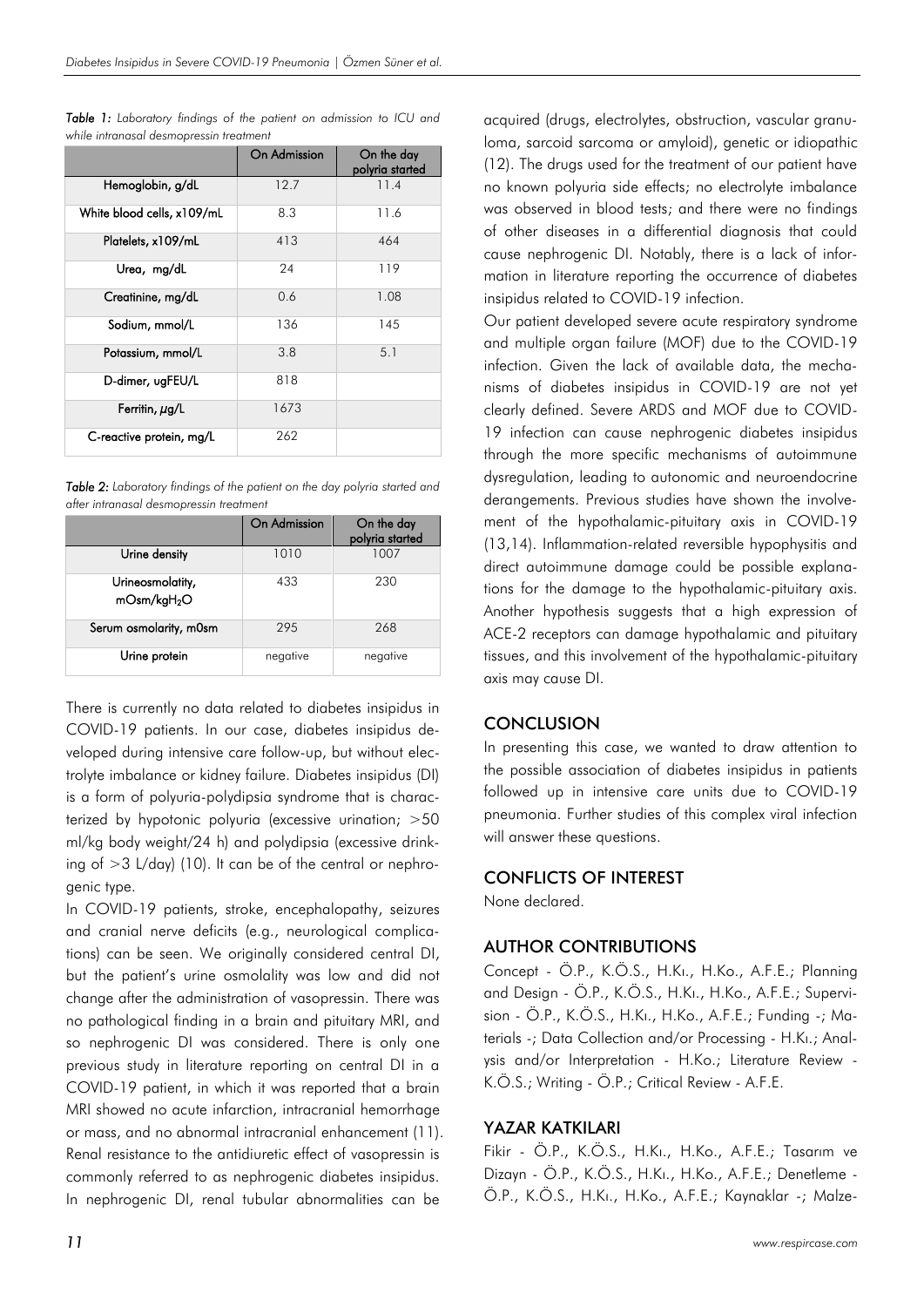*Table 1: Laboratory findings of the patient on admission to ICU and while intranasal desmopressin treatment*

| | On Admission | On the day polyria started |
|---|---|---|
| Hemoglobin, g/dL | 12.7 | 11.4 |
| White blood cells, x109/mL | 8.3 | 11.6 |
| Platelets, x109/mL | 413 | 464 |
| Urea, mg/dL | 24 | 119 |
| Creatinine, mg/dL | 0.6 | 1.08 |
| Sodium, mmol/L | 136 | 145 |
| Potassium, mmol/L | 3.8 | 5.1 |
| D-dimer, ugFEU/L | 818 | |
| Ferritin, µg/L | 1673 | |
| C-reactive protein, mg/L | 262 | |

*Table 2: Laboratory findings of the patient on the day polyria started and after intranasal desmopressin treatment*

| | On Admission | On the day polyria started |
|---|---|---|
| Urine density | 1010 | 1007 |
| Urineosmolatity, mOsm/kg$H_2O$ | 433 | 230 |
| Serum osmolarity, m0sm | 295 | 268 |
| Urine protein | negative | negative |

There is currently no data related to diabetes insipidus in COVID-19 patients. In our case, diabetes insipidus developed during intensive care follow-up, but without electrolyte imbalance or kidney failure. Diabetes insipidus (DI) is a form of polyuria-polydipsia syndrome that is characterized by hypotonic polyuria (excessive urination; >50 ml/kg body weight/24 h) and polydipsia (excessive drinking of >3 L/day) (10). It can be of the central or nephrogenic type.

In COVID-19 patients, stroke, encephalopathy, seizures and cranial nerve deficits (e.g., neurological complications) can be seen. We originally considered central DI, but the patient's urine osmolality was low and did not change after the administration of vasopressin. There was no pathological finding in a brain and pituitary MRI, and so nephrogenic DI was considered. There is only one previous study in literature reporting on central DI in a COVID-19 patient, in which it was reported that a brain MRI showed no acute infarction, intracranial hemorrhage or mass, and no abnormal intracranial enhancement (11). Renal resistance to the antidiuretic effect of vasopressin is commonly referred to as nephrogenic diabetes insipidus. In nephrogenic DI, renal tubular abnormalities can be acquired (drugs, electrolytes, obstruction, vascular granuloma, sarcoid sarcoma or amyloid), genetic or idiopathic (12). The drugs used for the treatment of our patient have no known polyuria side effects; no electrolyte imbalance was observed in blood tests; and there were no findings of other diseases in a differential diagnosis that could cause nephrogenic DI. Notably, there is a lack of information in literature reporting the occurrence of diabetes insipidus related to COVID-19 infection.

Our patient developed severe acute respiratory syndrome and multiple organ failure (MOF) due to the COVID-19 infection. Given the lack of available data, the mechanisms of diabetes insipidus in COVID-19 are not yet clearly defined. Severe ARDS and MOF due to COVID-19 infection can cause nephrogenic diabetes insipidus through the more specific mechanisms of autoimmune dysregulation, leading to autonomic and neuroendocrine derangements. Previous studies have shown the involvement of the hypothalamic-pituitary axis in COVID-19 (13,14). Inflammation-related reversible hypophysitis and direct autoimmune damage could be possible explanations for the damage to the hypothalamic-pituitary axis. Another hypothesis suggests that a high expression of ACE-2 receptors can damage hypothalamic and pituitary tissues, and this involvement of the hypothalamic-pituitary axis may cause DI.

## CONCLUSION

In presenting this case, we wanted to draw attention to the possible association of diabetes insipidus in patients followed up in intensive care units due to COVID-19 pneumonia. Further studies of this complex viral infection will answer these questions.

## CONFLICTS OF INTEREST

None declared.

## AUTHOR CONTRIBUTIONS

Concept - Ö.P., K.Ö.S., H.Kı., H.Ko., A.F.E.; Planning and Design - Ö.P., K.Ö.S., H.Kı., H.Ko., A.F.E.; Supervision - Ö.P., K.Ö.S., H.Kı., H.Ko., A.F.E.; Funding -; Materials -; Data Collection and/or Processing - H.Kı.; Analysis and/or Interpretation - H.Ko.; Literature Review - K.Ö.S.; Writing - Ö.P.; Critical Review - A.F.E.

## YAZAR KATKILARI

Fikir - Ö.P., K.Ö.S., H.Kı., H.Ko., A.F.E.; Tasarım ve Dizayn - Ö.P., K.Ö.S., H.Kı., H.Ko., A.F.E.; Denetleme - Ö.P., K.Ö.S., H.Kı., H.Ko., A.F.E.; Kaynaklar -; Malze-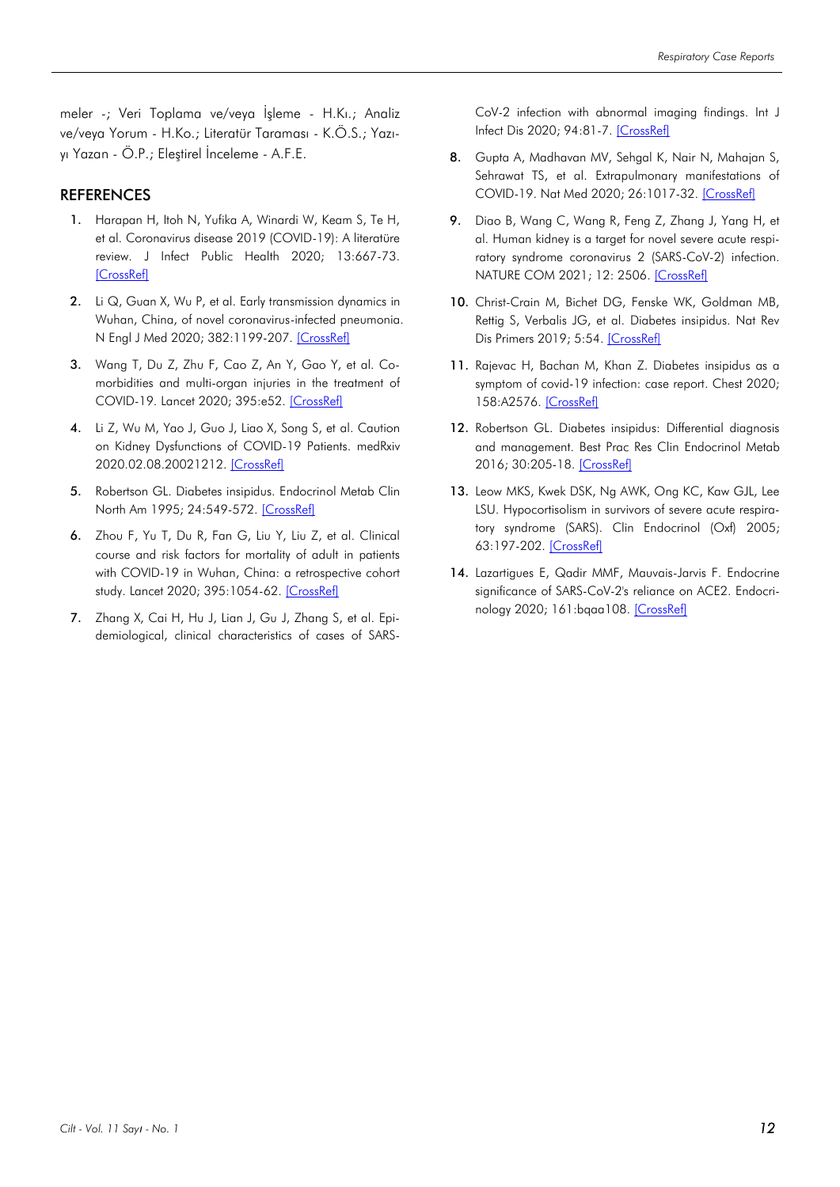meler -; Veri Toplama ve/veya İşleme - H.Kı.; Analiz ve/veya Yorum - H.Ko.; Literatür Taraması - K.Ö.S.; Yazıyı Yazan - Ö.P.; Eleştirel İnceleme - A.F.E.

## REFERENCES

1. Harapan H, Itoh N, Yufika A, Winardi W, Keam S, Te H, et al. Coronavirus disease 2019 (COVID-19): A literatüre review. J Infect Public Health 2020; 13:667-73. [CrossRef]
2. Li Q, Guan X, Wu P, et al. Early transmission dynamics in Wuhan, China, of novel coronavirus-infected pneumonia. N Engl J Med 2020; 382:1199-207. [CrossRef]
3. Wang T, Du Z, Zhu F, Cao Z, An Y, Gao Y, et al. Comorbidities and multi-organ injuries in the treatment of COVID-19. Lancet 2020; 395:e52. [CrossRef]
4. Li Z, Wu M, Yao J, Guo J, Liao X, Song S, et al. Caution on Kidney Dysfunctions of COVID-19 Patients. medRxiv 2020.02.08.20021212. [CrossRef]
5. Robertson GL. Diabetes insipidus. Endocrinol Metab Clin North Am 1995; 24:549-572. [CrossRef]
6. Zhou F, Yu T, Du R, Fan G, Liu Y, Liu Z, et al. Clinical course and risk factors for mortality of adult in patients with COVID-19 in Wuhan, China: a retrospective cohort study. Lancet 2020; 395:1054-62. [CrossRef]
7. Zhang X, Cai H, Hu J, Lian J, Gu J, Zhang S, et al. Epidemiological, clinical characteristics of cases of SARS-CoV-2 infection with abnormal imaging findings. Int J Infect Dis 2020; 94:81-7. [CrossRef]
8. Gupta A, Madhavan MV, Sehgal K, Nair N, Mahajan S, Sehrawat TS, et al. Extrapulmonary manifestations of COVID-19. Nat Med 2020; 26:1017-32. [CrossRef]
9. Diao B, Wang C, Wang R, Feng Z, Zhang J, Yang H, et al. Human kidney is a target for novel severe acute respiratory syndrome coronavirus 2 (SARS-CoV-2) infection. NATURE COM 2021; 12: 2506. [CrossRef]
10. Christ-Crain M, Bichet DG, Fenske WK, Goldman MB, Rettig S, Verbalis JG, et al. Diabetes insipidus. Nat Rev Dis Primers 2019; 5:54. [CrossRef]
11. Rajevac H, Bachan M, Khan Z. Diabetes insipidus as a symptom of covid-19 infection: case report. Chest 2020; 158:A2576. [CrossRef]
12. Robertson GL. Diabetes insipidus: Differential diagnosis and management. Best Prac Res Clin Endocrinol Metab 2016; 30:205-18. [CrossRef]
13. Leow MKS, Kwek DSK, Ng AWK, Ong KC, Kaw GJL, Lee LSU. Hypocortisolism in survivors of severe acute respiratory syndrome (SARS). Clin Endocrinol (Oxf) 2005; 63:197-202. [CrossRef]
14. Lazartigues E, Qadir MMF, Mauvais-Jarvis F. Endocrine significance of SARS-CoV-2's reliance on ACE2. Endocrinology 2020; 161:bqaa108. [CrossRef]